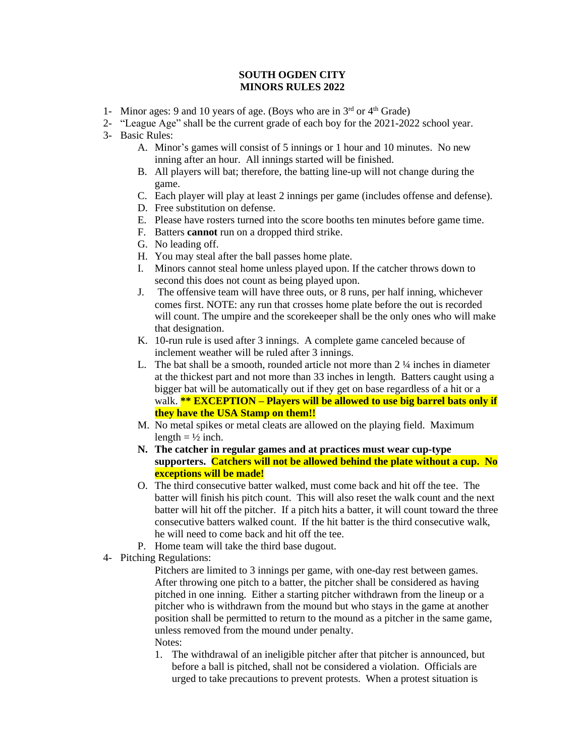# SOUTH OGDEN CITY
# MINORS RULES 2022

1- Minor ages: 9 and 10 years of age. (Boys who are in 3rd or 4th Grade)

2- "League Age" shall be the current grade of each boy for the 2021-2022 school year.

3- Basic Rules:

   A. Minor's games will consist of 5 innings or 1 hour and 10 minutes. No new inning after an hour. All innings started will be finished.

   B. All players will bat; therefore, the batting line-up will not change during the game.

   C. Each player will play at least 2 innings per game (includes offense and defense).

   D. Free substitution on defense.

   E. Please have rosters turned into the score booths ten minutes before game time.

   F. Batters **cannot** run on a dropped third strike.

   G. No leading off.

   H. You may steal after the ball passes home plate.

   I. Minors cannot steal home unless played upon. If the catcher throws down to second this does not count as being played upon.

   J. The offensive team will have three outs, or 8 runs, per half inning, whichever comes first. NOTE: any run that crosses home plate before the out is recorded will count. The umpire and the scorekeeper shall be the only ones who will make that designation.

   K. 10-run rule is used after 3 innings. A complete game canceled because of inclement weather will be ruled after 3 innings.

   L. The bat shall be a smooth, rounded article not more than 2 ¼ inches in diameter at the thickest part and not more than 33 inches in length. Batters caught using a bigger bat will be automatically out if they get on base regardless of a hit or a walk. **\*\* EXCEPTION – Players will be allowed to use big barrel bats only if they have the USA Stamp on them!!**

   M. No metal spikes or metal cleats are allowed on the playing field. Maximum length = ½ inch.

   **N. The catcher in regular games and at practices must wear cup-type supporters. Catchers will not be allowed behind the plate without a cup. No exceptions will be made!**

   O. The third consecutive batter walked, must come back and hit off the tee. The batter will finish his pitch count. This will also reset the walk count and the next batter will hit off the pitcher. If a pitch hits a batter, it will count toward the three consecutive batters walked count. If the hit batter is the third consecutive walk, he will need to come back and hit off the tee.

   P. Home team will take the third base dugout.

4- Pitching Regulations:

   Pitchers are limited to 3 innings per game, with one-day rest between games. After throwing one pitch to a batter, the pitcher shall be considered as having pitched in one inning. Either a starting pitcher withdrawn from the lineup or a pitcher who is withdrawn from the mound but who stays in the game at another position shall be permitted to return to the mound as a pitcher in the same game, unless removed from the mound under penalty.

   Notes:

   1. The withdrawal of an ineligible pitcher after that pitcher is announced, but before a ball is pitched, shall not be considered a violation. Officials are urged to take precautions to prevent protests. When a protest situation is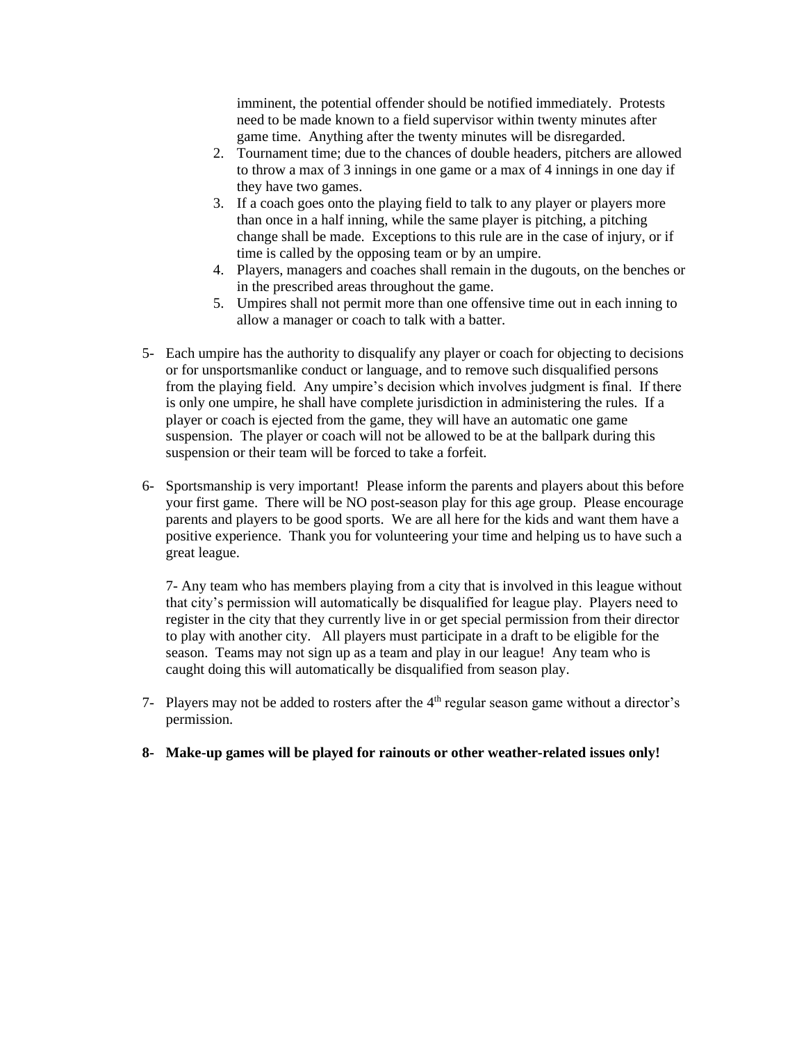imminent, the potential offender should be notified immediately. Protests need to be made known to a field supervisor within twenty minutes after game time. Anything after the twenty minutes will be disregarded.

2. Tournament time; due to the chances of double headers, pitchers are allowed to throw a max of 3 innings in one game or a max of 4 innings in one day if they have two games.
3. If a coach goes onto the playing field to talk to any player or players more than once in a half inning, while the same player is pitching, a pitching change shall be made. Exceptions to this rule are in the case of injury, or if time is called by the opposing team or by an umpire.
4. Players, managers and coaches shall remain in the dugouts, on the benches or in the prescribed areas throughout the game.
5. Umpires shall not permit more than one offensive time out in each inning to allow a manager or coach to talk with a batter.

5- Each umpire has the authority to disqualify any player or coach for objecting to decisions or for unsportsmanlike conduct or language, and to remove such disqualified persons from the playing field. Any umpire's decision which involves judgment is final. If there is only one umpire, he shall have complete jurisdiction in administering the rules. If a player or coach is ejected from the game, they will have an automatic one game suspension. The player or coach will not be allowed to be at the ballpark during this suspension or their team will be forced to take a forfeit.

6- Sportsmanship is very important! Please inform the parents and players about this before your first game. There will be NO post-season play for this age group. Please encourage parents and players to be good sports. We are all here for the kids and want them have a positive experience. Thank you for volunteering your time and helping us to have such a great league.

7- Any team who has members playing from a city that is involved in this league without that city's permission will automatically be disqualified for league play. Players need to register in the city that they currently live in or get special permission from their director to play with another city. All players must participate in a draft to be eligible for the season. Teams may not sign up as a team and play in our league! Any team who is caught doing this will automatically be disqualified from season play.

7- Players may not be added to rosters after the 4th regular season game without a director's permission.

**8- Make-up games will be played for rainouts or other weather-related issues only!**